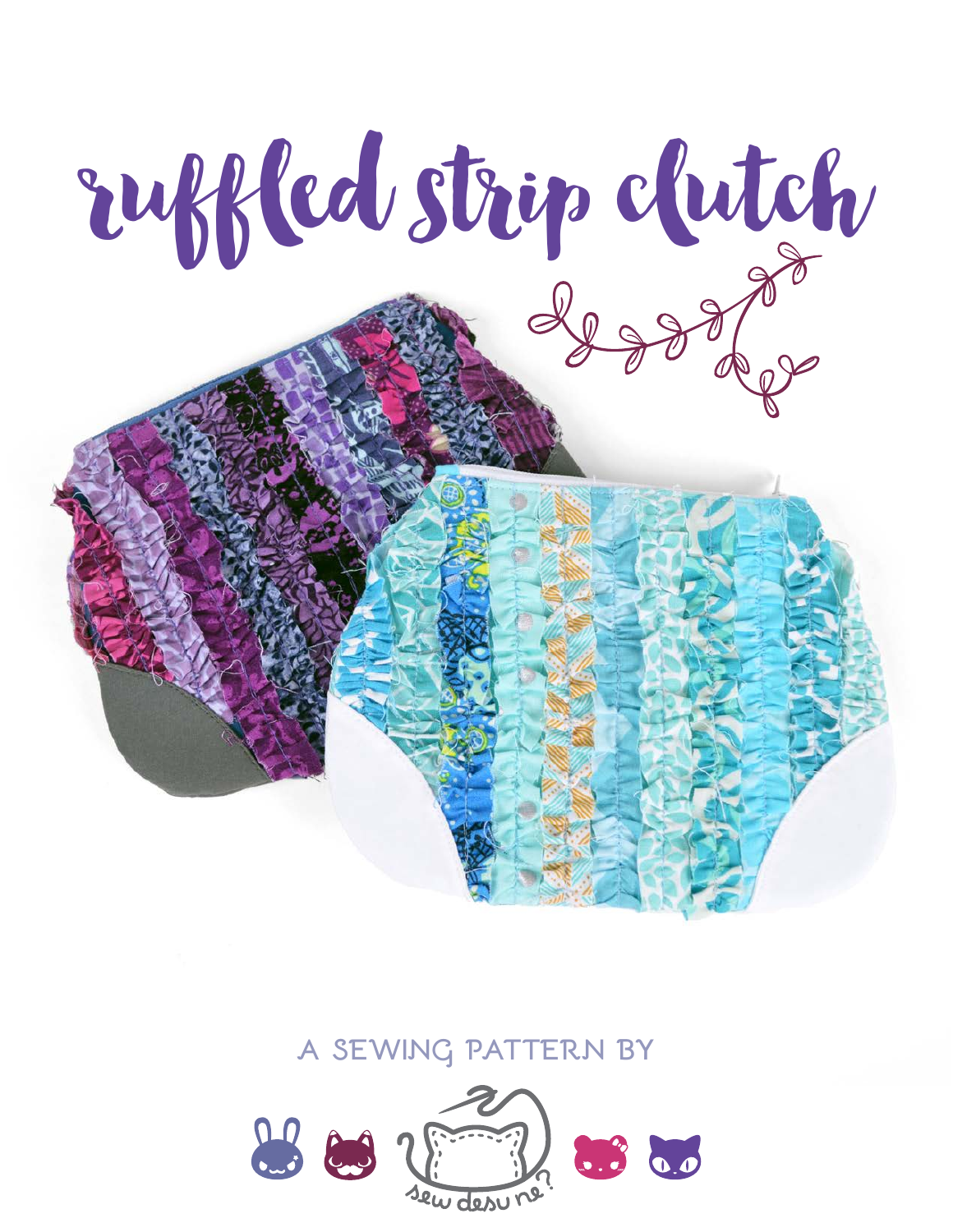# ruffled strip clutch

A SEWING PATTERN BY

sew desu ne?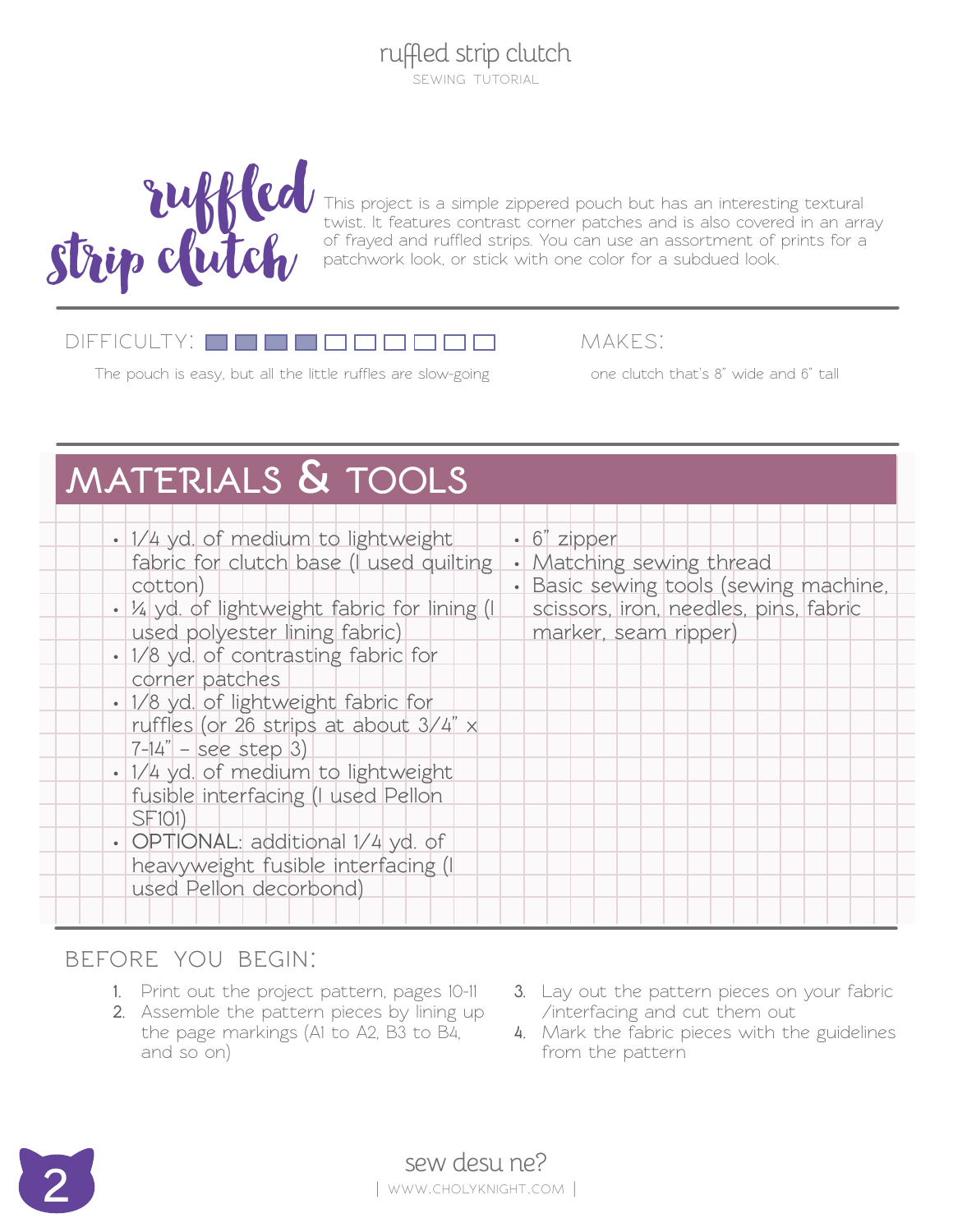# ruffled strip clutch

This project is a simple zippered pouch but has an interesting textural twist. It features contrast corner patches and is also covered in an array of frayed and ruffled strips. You can use an assortment of prints for a patchwork look, or stick with one color for a subdued look.

**DIFFICULTY:** 4 out of 10

The pouch is easy, but all the little ruffles are slow-going

**MAKES:**

one clutch that's 8" wide and 6" tall

## MATERIALS & TOOLS

- 1/4 yd. of medium to lightweight fabric for clutch base (I used quilting cotton)
- ¼ yd. of lightweight fabric for lining (I used polyester lining fabric)
- 1/8 yd. of contrasting fabric for corner patches
- 1/8 yd. of lightweight fabric for ruffles (or 26 strips at about 3/4" x 7-14" – see step 3)
- 1/4 yd. of medium to lightweight fusible interfacing (I used Pellon SF101)
- OPTIONAL: additional 1/4 yd. of heavyweight fusible interfacing (I used Pellon decorbond)
- 6" zipper
- Matching sewing thread
- Basic sewing tools (sewing machine, scissors, iron, needles, pins, fabric marker, seam ripper)

## BEFORE YOU BEGIN:

1. Print out the project pattern, pages 10-11
2. Assemble the pattern pieces by lining up the page markings (A1 to A2, B3 to B4, and so on)
3. Lay out the pattern pieces on your fabric /interfacing and cut them out
4. Mark the fabric pieces with the guidelines from the pattern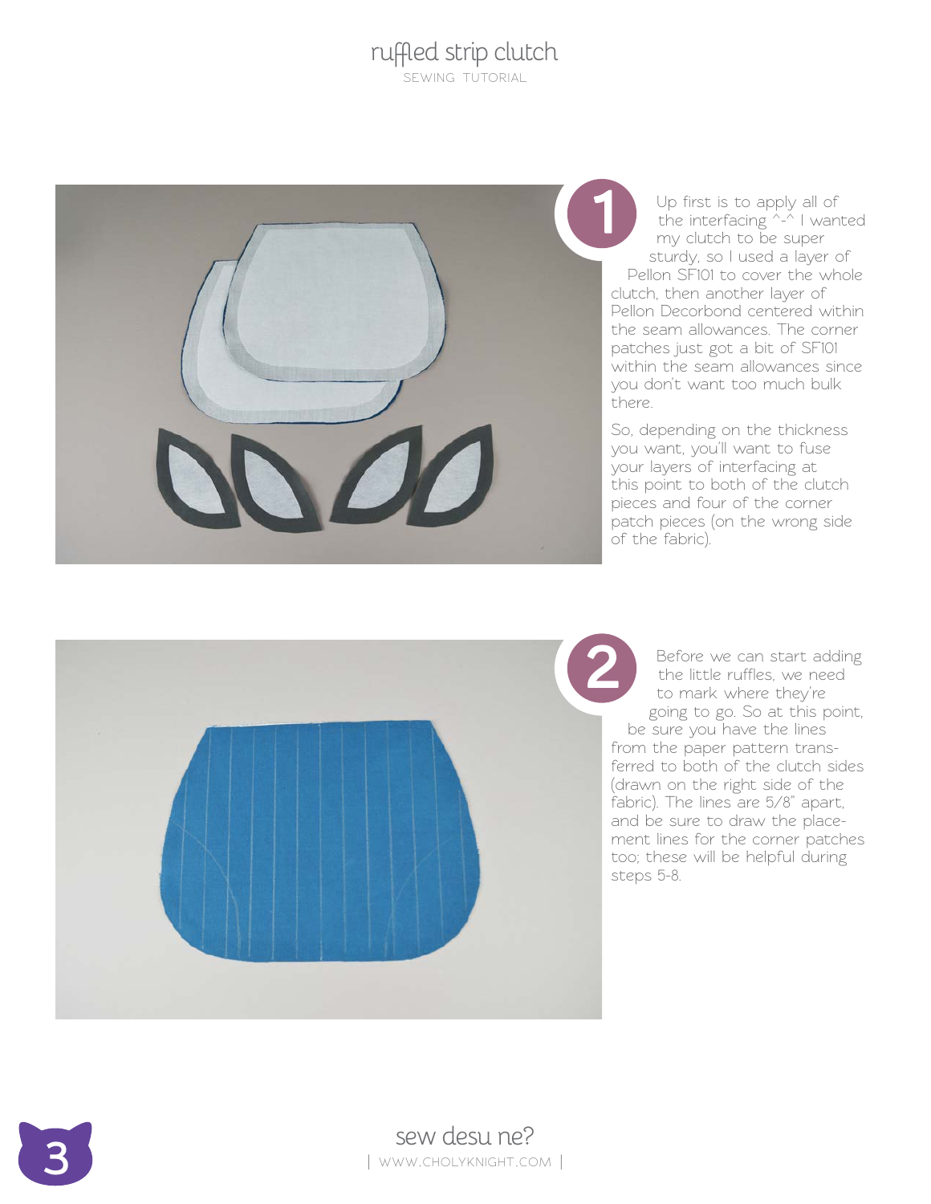**1**

Up first is to apply all of the interfacing ^-^ I wanted my clutch to be super sturdy, so I used a layer of Pellon SF101 to cover the whole clutch, then another layer of Pellon Decorbond centered within the seam allowances. The corner patches just got a bit of SF101 within the seam allowances since you don't want too much bulk there.

So, depending on the thickness you want, you'll want to fuse your layers of interfacing at this point to both of the clutch pieces and four of the corner patch pieces (on the wrong side of the fabric).

**2**

Before we can start adding the little ruffles, we need to mark where they're going to go. So at this point, be sure you have the lines from the paper pattern transferred to both of the clutch sides (drawn on the right side of the fabric). The lines are 5/8" apart, and be sure to draw the placement lines for the corner patches too; these will be helpful during steps 5-8.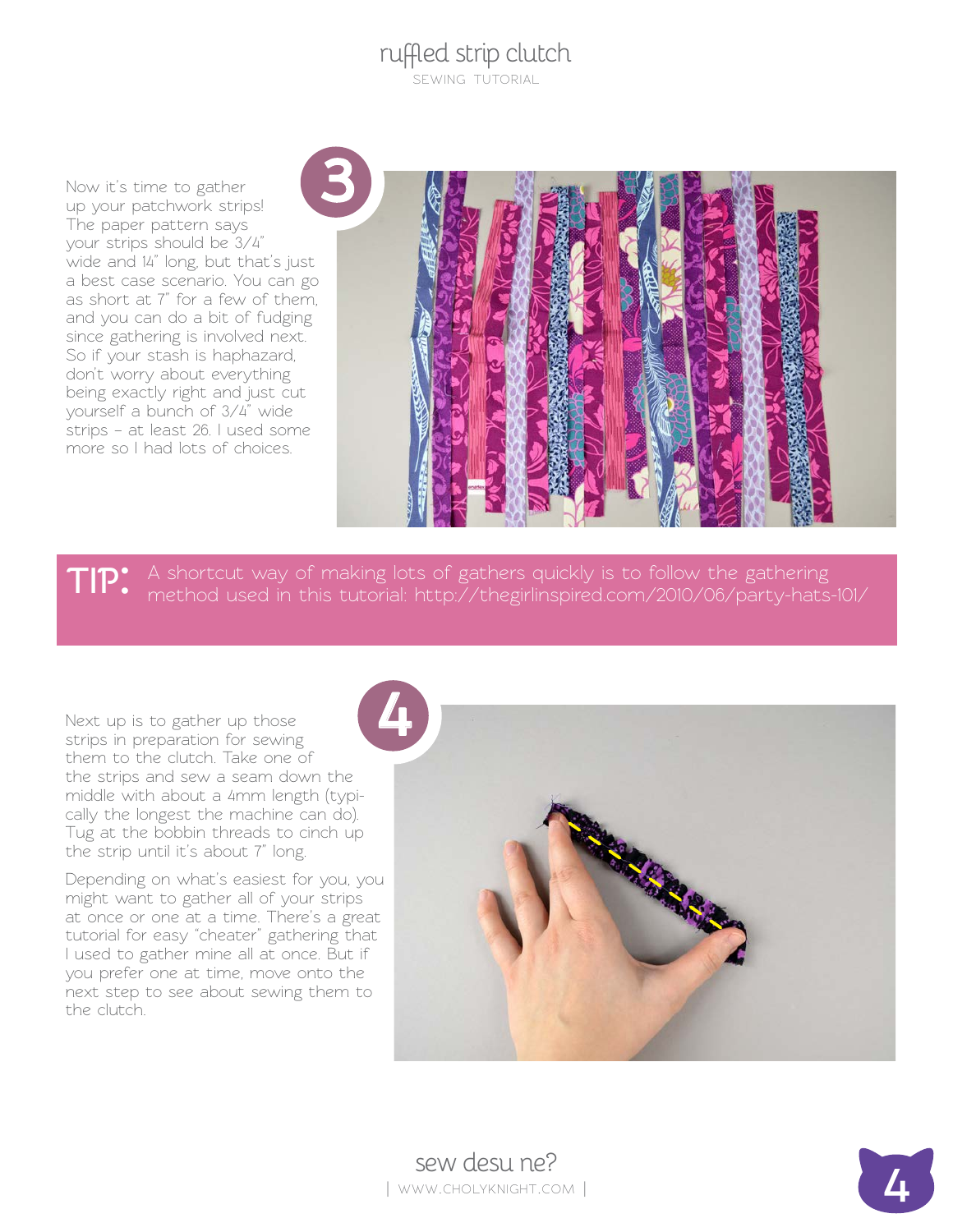## 3

Now it's time to gather up your patchwork strips! The paper pattern says your strips should be 3/4" wide and 14" long, but that's just a best case scenario. You can go as short at 7" for a few of them, and you can do a bit of fudging since gathering is involved next. So if your stash is haphazard, don't worry about everything being exactly right and just cut yourself a bunch of 3/4" wide strips – at least 26. I used some more so I had lots of choices.

**TIP:** A shortcut way of making lots of gathers quickly is to follow the gathering method used in this tutorial: http://thegirlinspired.com/2010/06/party-hats-101/

## 4

Next up is to gather up those strips in preparation for sewing them to the clutch. Take one of the strips and sew a seam down the middle with about a 4mm length (typically the longest the machine can do). Tug at the bobbin threads to cinch up the strip until it's about 7" long.

Depending on what's easiest for you, you might want to gather all of your strips at once or one at a time. There's a great tutorial for easy "cheater" gathering that I used to gather mine all at once. But if you prefer one at time, move onto the next step to see about sewing them to the clutch.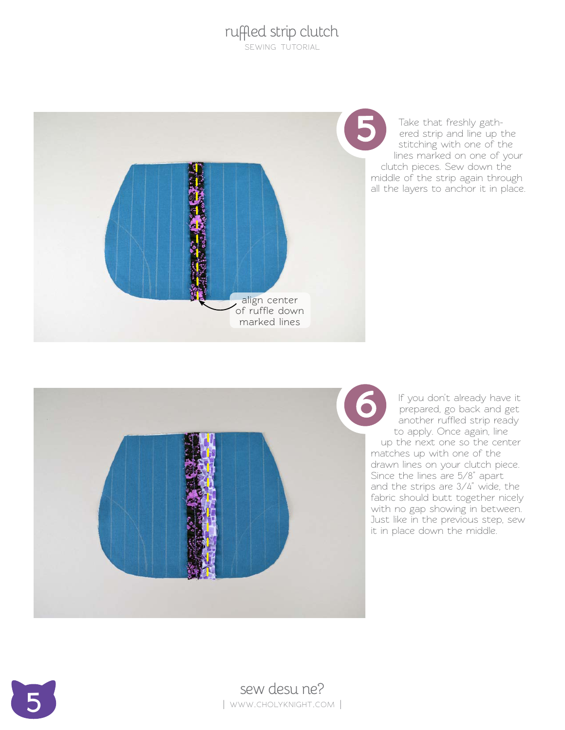**5** Take that freshly gathered strip and line up the stitching with one of the lines marked on one of your clutch pieces. Sew down the middle of the strip again through all the layers to anchor it in place.

align center of ruffle down marked lines

**6** If you don't already have it prepared, go back and get another ruffled strip ready to apply. Once again, line up the next one so the center matches up with one of the drawn lines on your clutch piece. Since the lines are 5/8" apart and the strips are 3/4" wide, the fabric should butt together nicely with no gap showing in between. Just like in the previous step, sew it in place down the middle.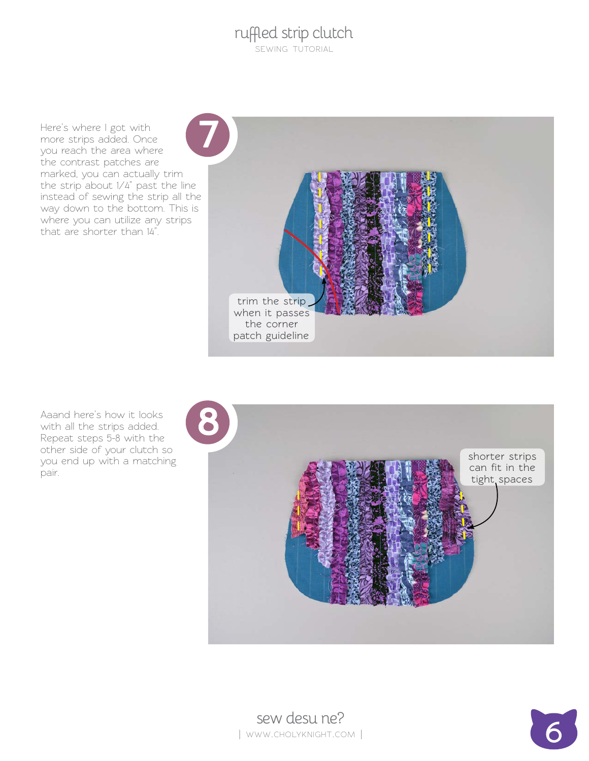## 7

Here's where I got with more strips added. Once you reach the area where the contrast patches are marked, you can actually trim the strip about 1/4" past the line instead of sewing the strip all the way down to the bottom. This is where you can utilize any strips that are shorter than 14".

trim the strip when it passes the corner patch guideline

## 8

Aaand here's how it looks with all the strips added. Repeat steps 5-8 with the other side of your clutch so you end up with a matching pair.

shorter strips can fit in the tight spaces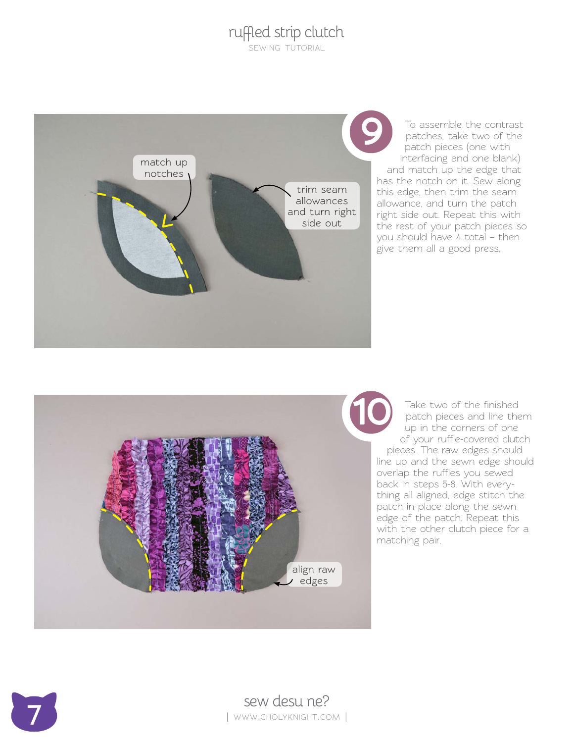**9**

To assemble the contrast patches, take two of the patch pieces (one with interfacing and one blank) and match up the edge that has the notch on it. Sew along this edge, then trim the seam allowance, and turn the patch right side out. Repeat this with the rest of your patch pieces so you should have 4 total – then give them all a good press.

**10**

Take two of the finished patch pieces and line them up in the corners of one of your ruffle-covered clutch pieces. The raw edges should line up and the sewn edge should overlap the ruffles you sewed back in steps 5-8. With everything all aligned, edge stitch the patch in place along the sewn edge of the patch. Repeat this with the other clutch piece for a matching pair.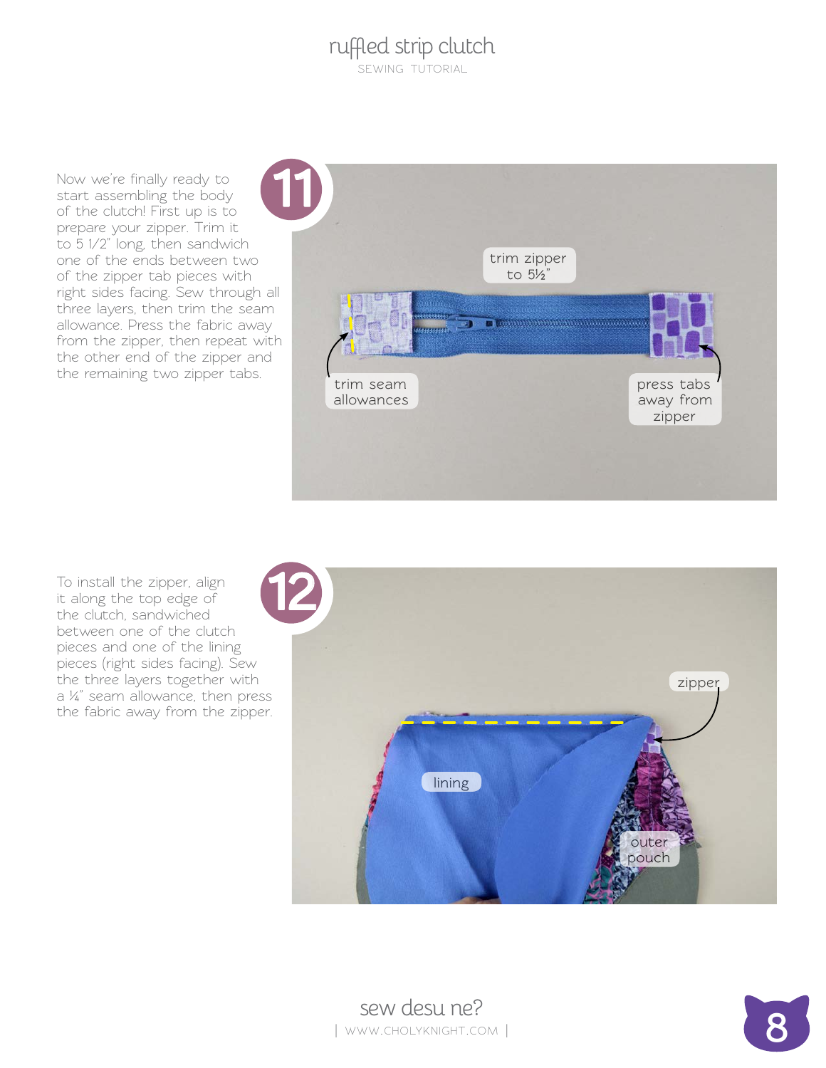## 11

Now we're finally ready to start assembling the body of the clutch! First up is to prepare your zipper. Trim it to 5 1/2" long, then sandwich one of the ends between two of the zipper tab pieces with right sides facing. Sew through all three layers, then trim the seam allowance. Press the fabric away from the zipper, then repeat with the other end of the zipper and the remaining two zipper tabs.

trim zipper to 5½"

trim seam allowances

press tabs away from zipper

## 12

To install the zipper, align it along the top edge of the clutch, sandwiched between one of the clutch pieces and one of the lining pieces (right sides facing). Sew the three layers together with a ¼" seam allowance, then press the fabric away from the zipper.

zipper

lining

outer pouch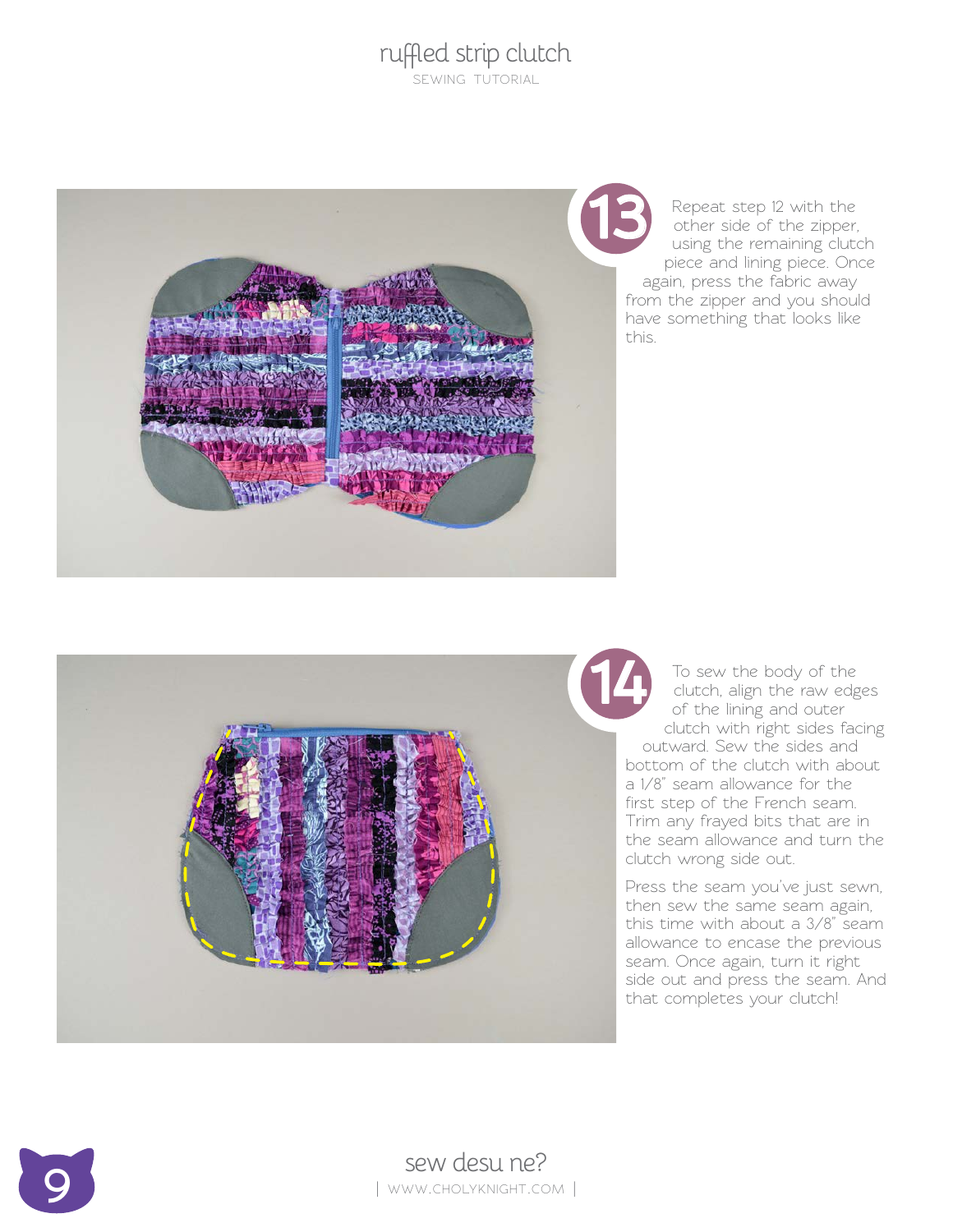**13**

Repeat step 12 with the other side of the zipper, using the remaining clutch piece and lining piece. Once again, press the fabric away from the zipper and you should have something that looks like this.

**14**

To sew the body of the clutch, align the raw edges of the lining and outer clutch with right sides facing outward. Sew the sides and bottom of the clutch with about a 1/8" seam allowance for the first step of the French seam. Trim any frayed bits that are in the seam allowance and turn the clutch wrong side out.

Press the seam you've just sewn, then sew the same seam again, this time with about a 3/8" seam allowance to encase the previous seam. Once again, turn it right side out and press the seam. And that completes your clutch!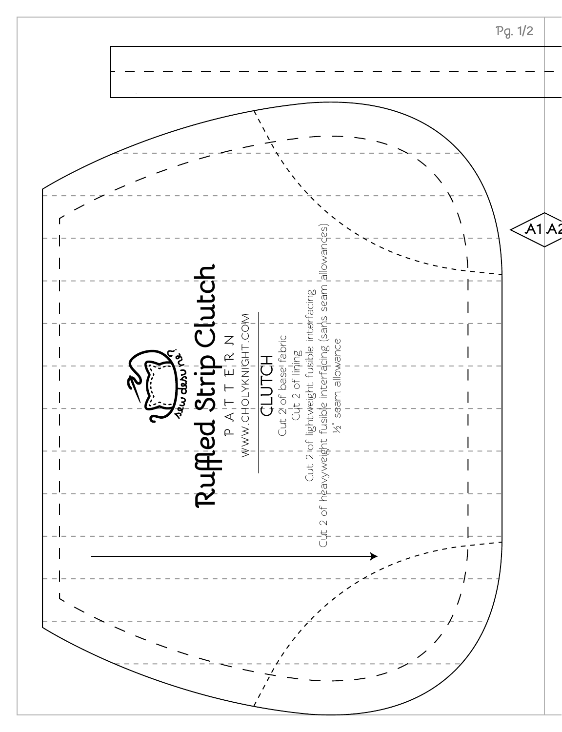Ruffled Strip Clutch

PATTERN

WWW.CHOLYKNIGHT.COM

## CLUTCH

Cut 2 of base fabric

Cut 2 of lining

Cut 2 of lightweight fusible interfacing

Cut 2 of heavyweight fusible interfacing (sans seam allowances)

½" seam allowance

A1 A2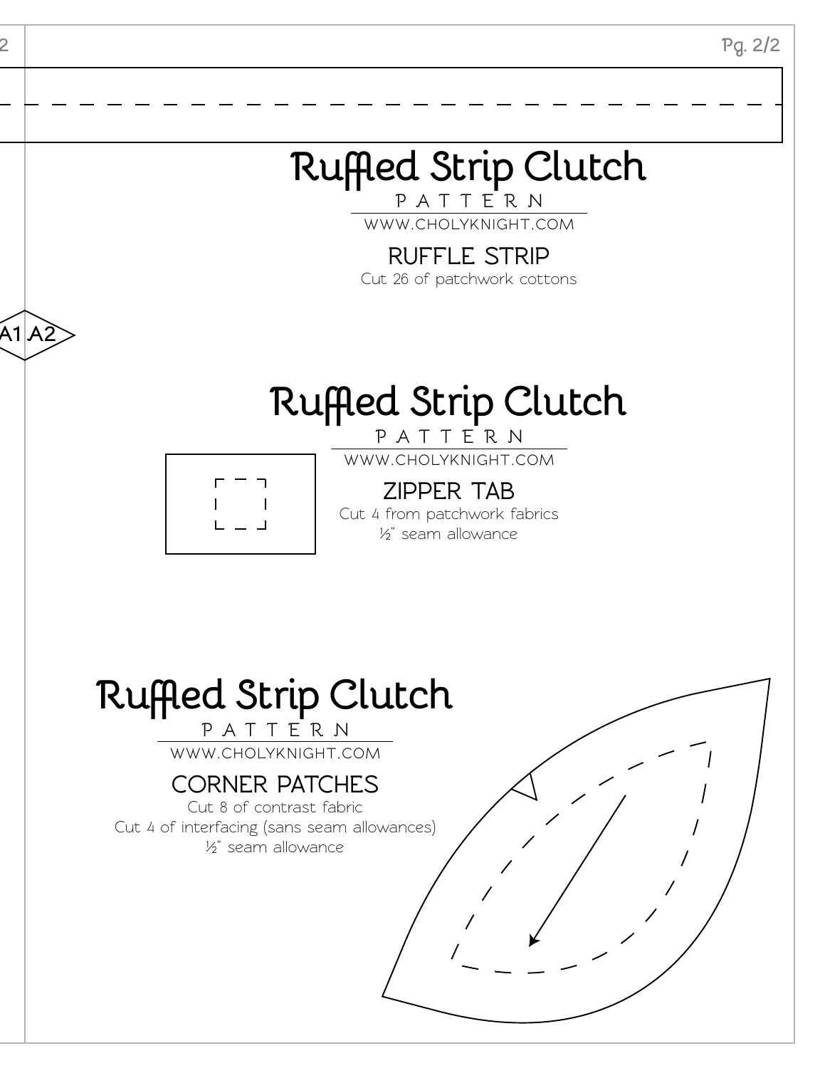# Ruffled Strip Clutch

PATTERN

WWW.CHOLYKNIGHT.COM

## RUFFLE STRIP

Cut 26 of patchwork cottons

A1 A2

# Ruffled Strip Clutch

PATTERN

WWW.CHOLYKNIGHT.COM

## ZIPPER TAB

Cut 4 from patchwork fabrics

½" seam allowance

# Ruffled Strip Clutch

PATTERN

WWW.CHOLYKNIGHT.COM

## CORNER PATCHES

Cut 8 of contrast fabric

Cut 4 of interfacing (sans seam allowances)

½" seam allowance